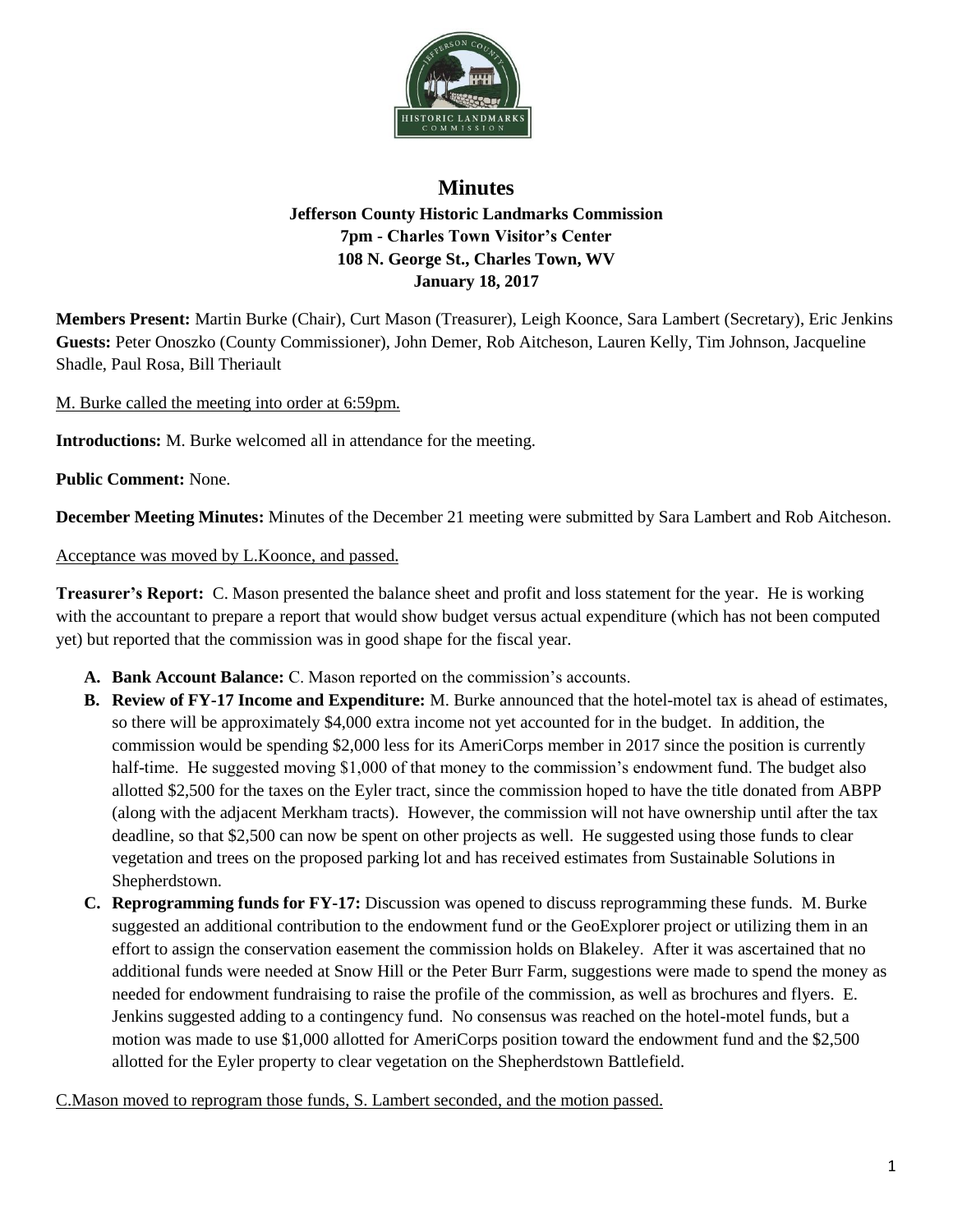# Minutes

**Jefferson County Historic Landmarks Commission**
**7pm - Charles Town Visitor's Center**
**108 N. George St., Charles Town, WV**
**January 18, 2017**

**Members Present:** Martin Burke (Chair), Curt Mason (Treasurer), Leigh Koonce, Sara Lambert (Secretary), Eric Jenkins
**Guests:** Peter Onoszko (County Commissioner), John Demer, Rob Aitcheson, Lauren Kelly, Tim Johnson, Jacqueline Shadle, Paul Rosa, Bill Theriault

M. Burke called the meeting into order at 6:59pm.

**Introductions:** M. Burke welcomed all in attendance for the meeting.

**Public Comment:** None.

**December Meeting Minutes:** Minutes of the December 21 meeting were submitted by Sara Lambert and Rob Aitcheson.

Acceptance was moved by L.Koonce, and passed.

**Treasurer's Report:** C. Mason presented the balance sheet and profit and loss statement for the year. He is working with the accountant to prepare a report that would show budget versus actual expenditure (which has not been computed yet) but reported that the commission was in good shape for the fiscal year.

A. **Bank Account Balance:** C. Mason reported on the commission's accounts.
B. **Review of FY-17 Income and Expenditure:** M. Burke announced that the hotel-motel tax is ahead of estimates, so there will be approximately $4,000 extra income not yet accounted for in the budget. In addition, the commission would be spending $2,000 less for its AmeriCorps member in 2017 since the position is currently half-time. He suggested moving $1,000 of that money to the commission's endowment fund. The budget also allotted $2,500 for the taxes on the Eyler tract, since the commission hoped to have the title donated from ABPP (along with the adjacent Merkham tracts). However, the commission will not have ownership until after the tax deadline, so that $2,500 can now be spent on other projects as well. He suggested using those funds to clear vegetation and trees on the proposed parking lot and has received estimates from Sustainable Solutions in Shepherdstown.
C. **Reprogramming funds for FY-17:** Discussion was opened to discuss reprogramming these funds. M. Burke suggested an additional contribution to the endowment fund or the GeoExplorer project or utilizing them in an effort to assign the conservation easement the commission holds on Blakeley. After it was ascertained that no additional funds were needed at Snow Hill or the Peter Burr Farm, suggestions were made to spend the money as needed for endowment fundraising to raise the profile of the commission, as well as brochures and flyers. E. Jenkins suggested adding to a contingency fund. No consensus was reached on the hotel-motel funds, but a motion was made to use $1,000 allotted for AmeriCorps position toward the endowment fund and the $2,500 allotted for the Eyler property to clear vegetation on the Shepherdstown Battlefield.

C.Mason moved to reprogram those funds, S. Lambert seconded, and the motion passed.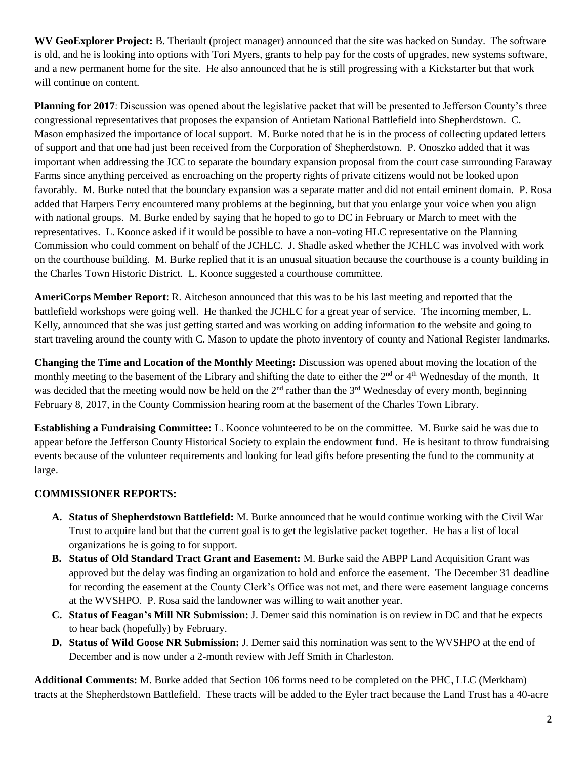**WV GeoExplorer Project:** B. Theriault (project manager) announced that the site was hacked on Sunday. The software is old, and he is looking into options with Tori Myers, grants to help pay for the costs of upgrades, new systems software, and a new permanent home for the site. He also announced that he is still progressing with a Kickstarter but that work will continue on content.

**Planning for 2017**: Discussion was opened about the legislative packet that will be presented to Jefferson County's three congressional representatives that proposes the expansion of Antietam National Battlefield into Shepherdstown. C. Mason emphasized the importance of local support. M. Burke noted that he is in the process of collecting updated letters of support and that one had just been received from the Corporation of Shepherdstown. P. Onoszko added that it was important when addressing the JCC to separate the boundary expansion proposal from the court case surrounding Faraway Farms since anything perceived as encroaching on the property rights of private citizens would not be looked upon favorably. M. Burke noted that the boundary expansion was a separate matter and did not entail eminent domain. P. Rosa added that Harpers Ferry encountered many problems at the beginning, but that you enlarge your voice when you align with national groups. M. Burke ended by saying that he hoped to go to DC in February or March to meet with the representatives. L. Koonce asked if it would be possible to have a non-voting HLC representative on the Planning Commission who could comment on behalf of the JCHLC. J. Shadle asked whether the JCHLC was involved with work on the courthouse building. M. Burke replied that it is an unusual situation because the courthouse is a county building in the Charles Town Historic District. L. Koonce suggested a courthouse committee.

**AmeriCorps Member Report**: R. Aitcheson announced that this was to be his last meeting and reported that the battlefield workshops were going well. He thanked the JCHLC for a great year of service. The incoming member, L. Kelly, announced that she was just getting started and was working on adding information to the website and going to start traveling around the county with C. Mason to update the photo inventory of county and National Register landmarks.

**Changing the Time and Location of the Monthly Meeting:** Discussion was opened about moving the location of the monthly meeting to the basement of the Library and shifting the date to either the 2nd or 4th Wednesday of the month. It was decided that the meeting would now be held on the 2nd rather than the 3rd Wednesday of every month, beginning February 8, 2017, in the County Commission hearing room at the basement of the Charles Town Library.

**Establishing a Fundraising Committee:** L. Koonce volunteered to be on the committee. M. Burke said he was due to appear before the Jefferson County Historical Society to explain the endowment fund. He is hesitant to throw fundraising events because of the volunteer requirements and looking for lead gifts before presenting the fund to the community at large.

**COMMISSIONER REPORTS:**

- **A. Status of Shepherdstown Battlefield:** M. Burke announced that he would continue working with the Civil War Trust to acquire land but that the current goal is to get the legislative packet together. He has a list of local organizations he is going to for support.
- **B. Status of Old Standard Tract Grant and Easement:** M. Burke said the ABPP Land Acquisition Grant was approved but the delay was finding an organization to hold and enforce the easement. The December 31 deadline for recording the easement at the County Clerk's Office was not met, and there were easement language concerns at the WVSHPO. P. Rosa said the landowner was willing to wait another year.
- **C. Status of Feagan's Mill NR Submission:** J. Demer said this nomination is on review in DC and that he expects to hear back (hopefully) by February.
- **D. Status of Wild Goose NR Submission:** J. Demer said this nomination was sent to the WVSHPO at the end of December and is now under a 2-month review with Jeff Smith in Charleston.

**Additional Comments:** M. Burke added that Section 106 forms need to be completed on the PHC, LLC (Merkham) tracts at the Shepherdstown Battlefield. These tracts will be added to the Eyler tract because the Land Trust has a 40-acre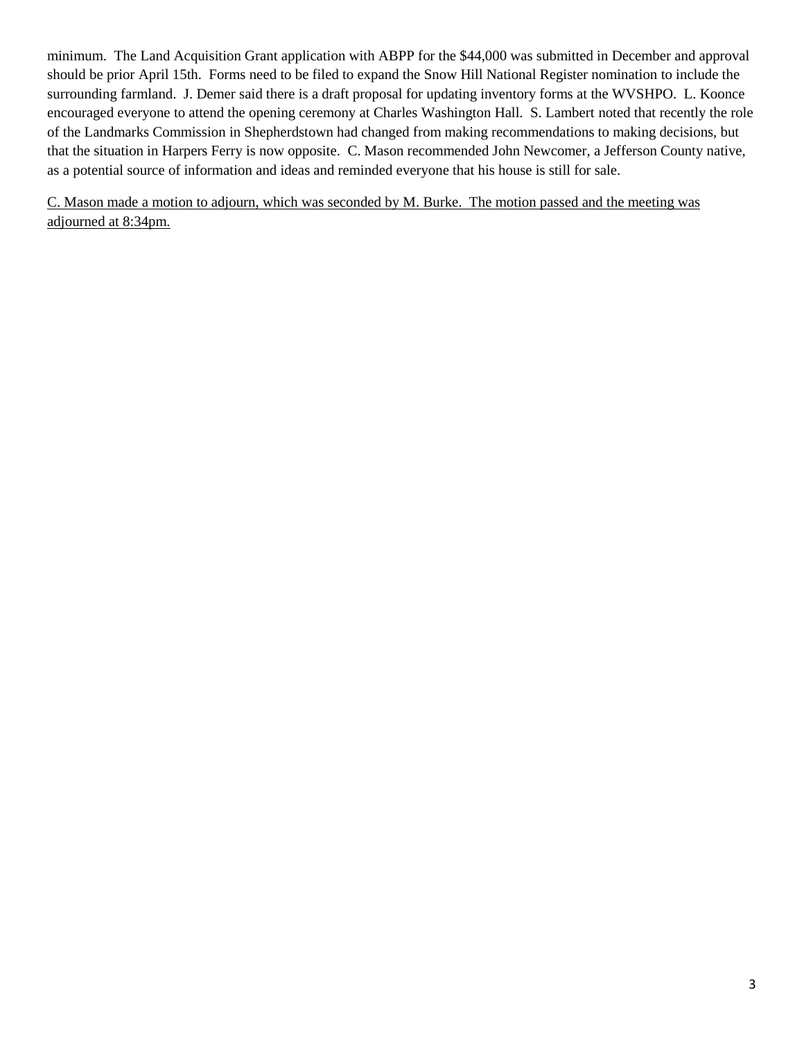minimum. The Land Acquisition Grant application with ABPP for the $44,000 was submitted in December and approval should be prior April 15th. Forms need to be filed to expand the Snow Hill National Register nomination to include the surrounding farmland. J. Demer said there is a draft proposal for updating inventory forms at the WVSHPO. L. Koonce encouraged everyone to attend the opening ceremony at Charles Washington Hall. S. Lambert noted that recently the role of the Landmarks Commission in Shepherdstown had changed from making recommendations to making decisions, but that the situation in Harpers Ferry is now opposite. C. Mason recommended John Newcomer, a Jefferson County native, as a potential source of information and ideas and reminded everyone that his house is still for sale.

<u>C. Mason made a motion to adjourn, which was seconded by M. Burke. The motion passed and the meeting was adjourned at 8:34pm.</u>